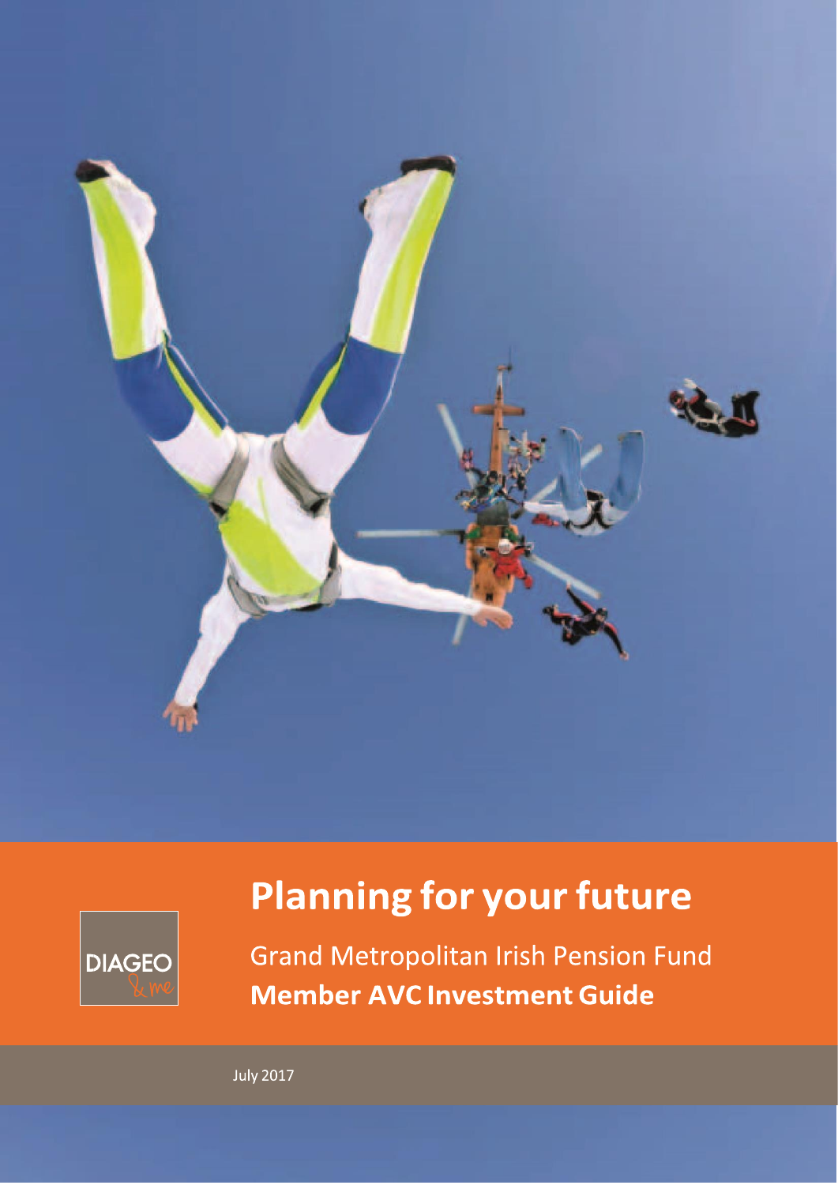# Planning for your future

DIAGEO & me

Grand Metropolitan Irish Pension Fund

**Member AVC Investment Guide**

July 2017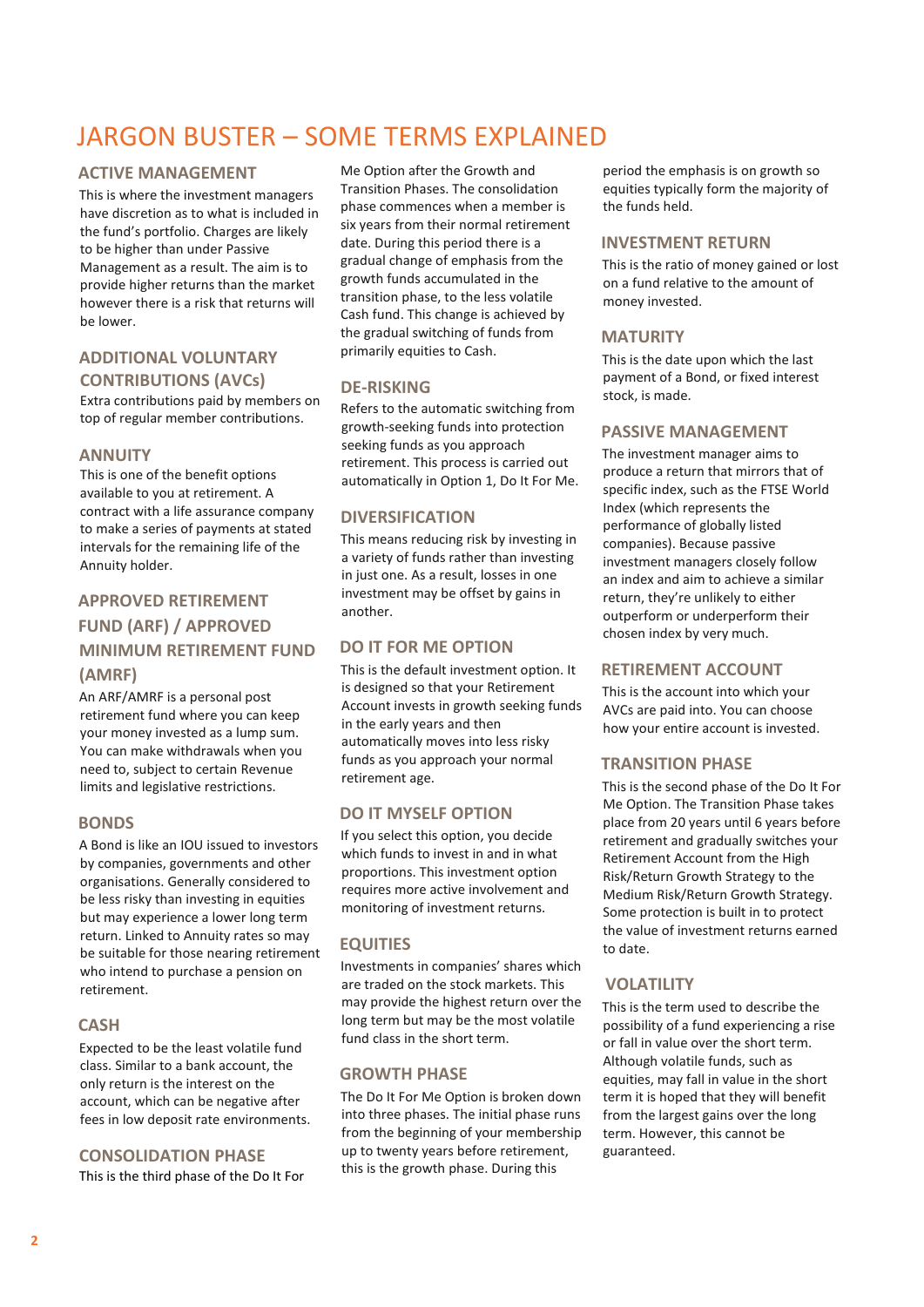# JARGON BUSTER – SOME TERMS EXPLAINED

## ACTIVE MANAGEMENT

This is where the investment managers have discretion as to what is included in the fund's portfolio. Charges are likely to be higher than under Passive Management as a result. The aim is to provide higher returns than the market however there is a risk that returns will be lower.

## ADDITIONAL VOLUNTARY CONTRIBUTIONS (AVCs)

Extra contributions paid by members on top of regular member contributions.

## ANNUITY

This is one of the benefit options available to you at retirement. A contract with a life assurance company to make a series of payments at stated intervals for the remaining life of the Annuity holder.

## APPROVED RETIREMENT FUND (ARF) / APPROVED MINIMUM RETIREMENT FUND (AMRF)

An ARF/AMRF is a personal post retirement fund where you can keep your money invested as a lump sum. You can make withdrawals when you need to, subject to certain Revenue limits and legislative restrictions.

## BONDS

A Bond is like an IOU issued to investors by companies, governments and other organisations. Generally considered to be less risky than investing in equities but may experience a lower long term return. Linked to Annuity rates so may be suitable for those nearing retirement who intend to purchase a pension on retirement.

## CASH

Expected to be the least volatile fund class. Similar to a bank account, the only return is the interest on the account, which can be negative after fees in low deposit rate environments.

## CONSOLIDATION PHASE

This is the third phase of the Do It For Me Option after the Growth and Transition Phases. The consolidation phase commences when a member is six years from their normal retirement date. During this period there is a gradual change of emphasis from the growth funds accumulated in the transition phase, to the less volatile Cash fund. This change is achieved by the gradual switching of funds from primarily equities to Cash.

## DE-RISKING

Refers to the automatic switching from growth-seeking funds into protection seeking funds as you approach retirement. This process is carried out automatically in Option 1, Do It For Me.

## DIVERSIFICATION

This means reducing risk by investing in a variety of funds rather than investing in just one. As a result, losses in one investment may be offset by gains in another.

## DO IT FOR ME OPTION

This is the default investment option. It is designed so that your Retirement Account invests in growth seeking funds in the early years and then automatically moves into less risky funds as you approach your normal retirement age.

## DO IT MYSELF OPTION

If you select this option, you decide which funds to invest in and in what proportions. This investment option requires more active involvement and monitoring of investment returns.

## EQUITIES

Investments in companies' shares which are traded on the stock markets. This may provide the highest return over the long term but may be the most volatile fund class in the short term.

## GROWTH PHASE

The Do It For Me Option is broken down into three phases. The initial phase runs from the beginning of your membership up to twenty years before retirement, this is the growth phase. During this period the emphasis is on growth so equities typically form the majority of the funds held.

## INVESTMENT RETURN

This is the ratio of money gained or lost on a fund relative to the amount of money invested.

## MATURITY

This is the date upon which the last payment of a Bond, or fixed interest stock, is made.

## PASSIVE MANAGEMENT

The investment manager aims to produce a return that mirrors that of specific index, such as the FTSE World Index (which represents the performance of globally listed companies). Because passive investment managers closely follow an index and aim to achieve a similar return, they're unlikely to either outperform or underperform their chosen index by very much.

## RETIREMENT ACCOUNT

This is the account into which your AVCs are paid into. You can choose how your entire account is invested.

## TRANSITION PHASE

This is the second phase of the Do It For Me Option. The Transition Phase takes place from 20 years until 6 years before retirement and gradually switches your Retirement Account from the High Risk/Return Growth Strategy to the Medium Risk/Return Growth Strategy. Some protection is built in to protect the value of investment returns earned to date.

## VOLATILITY

This is the term used to describe the possibility of a fund experiencing a rise or fall in value over the short term. Although volatile funds, such as equities, may fall in value in the short term it is hoped that they will benefit from the largest gains over the long term. However, this cannot be guaranteed.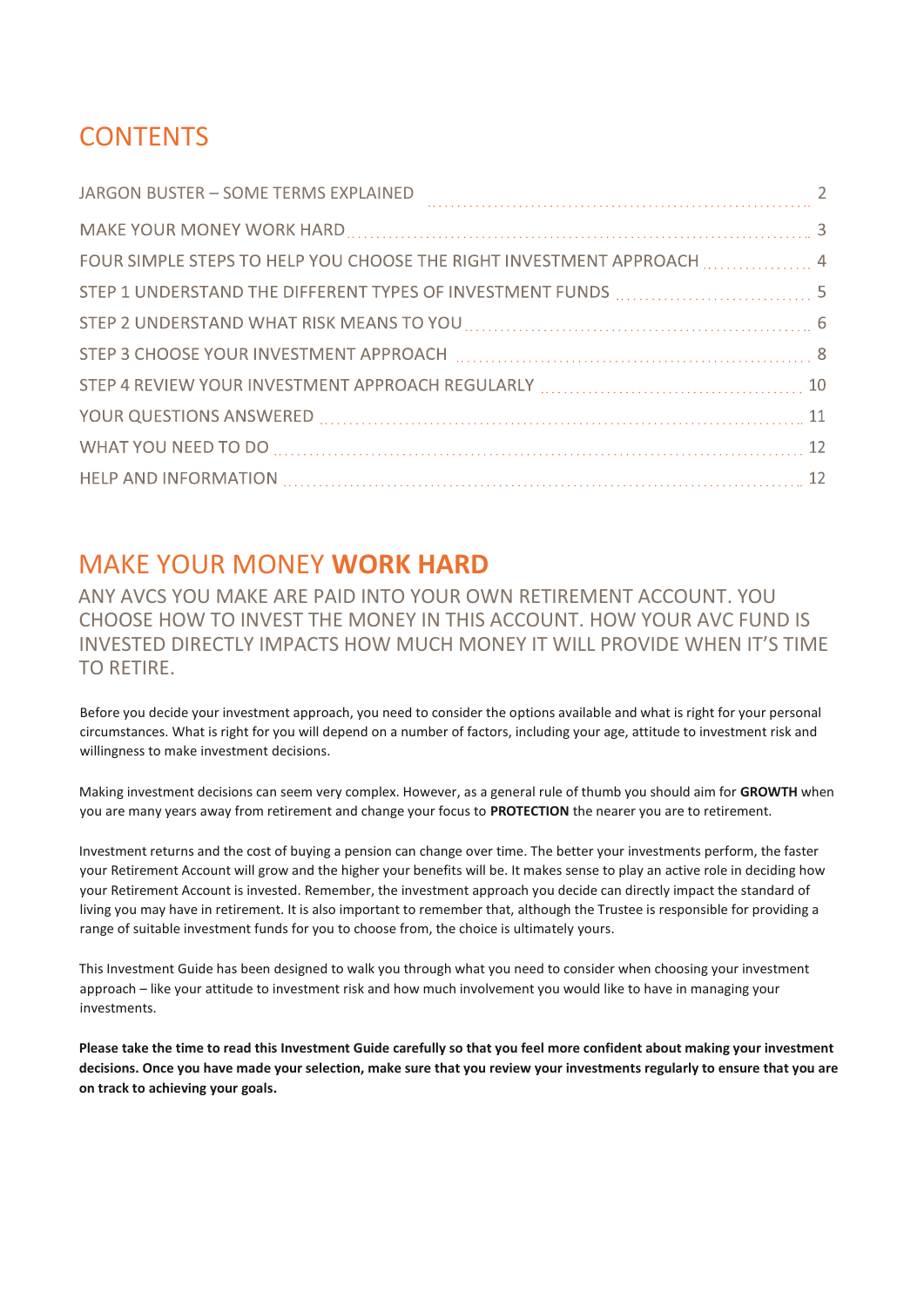# CONTENTS

| | |
|---|---|
| JARGON BUSTER – SOME TERMS EXPLAINED | 2 |
| MAKE YOUR MONEY WORK HARD | 3 |
| FOUR SIMPLE STEPS TO HELP YOU CHOOSE THE RIGHT INVESTMENT APPROACH | 4 |
| STEP 1 UNDERSTAND THE DIFFERENT TYPES OF INVESTMENT FUNDS | 5 |
| STEP 2 UNDERSTAND WHAT RISK MEANS TO YOU | 6 |
| STEP 3 CHOOSE YOUR INVESTMENT APPROACH | 8 |
| STEP 4 REVIEW YOUR INVESTMENT APPROACH REGULARLY | 10 |
| YOUR QUESTIONS ANSWERED | 11 |
| WHAT YOU NEED TO DO | 12 |
| HELP AND INFORMATION | 12 |

# MAKE YOUR MONEY **WORK HARD**

ANY AVCS YOU MAKE ARE PAID INTO YOUR OWN RETIREMENT ACCOUNT. YOU CHOOSE HOW TO INVEST THE MONEY IN THIS ACCOUNT. HOW YOUR AVC FUND IS INVESTED DIRECTLY IMPACTS HOW MUCH MONEY IT WILL PROVIDE WHEN IT'S TIME TO RETIRE.

Before you decide your investment approach, you need to consider the options available and what is right for your personal circumstances. What is right for you will depend on a number of factors, including your age, attitude to investment risk and willingness to make investment decisions.

Making investment decisions can seem very complex. However, as a general rule of thumb you should aim for **GROWTH** when you are many years away from retirement and change your focus to **PROTECTION** the nearer you are to retirement.

Investment returns and the cost of buying a pension can change over time. The better your investments perform, the faster your Retirement Account will grow and the higher your benefits will be. It makes sense to play an active role in deciding how your Retirement Account is invested. Remember, the investment approach you decide can directly impact the standard of living you may have in retirement. It is also important to remember that, although the Trustee is responsible for providing a range of suitable investment funds for you to choose from, the choice is ultimately yours.

This Investment Guide has been designed to walk you through what you need to consider when choosing your investment approach – like your attitude to investment risk and how much involvement you would like to have in managing your investments.

**Please take the time to read this Investment Guide carefully so that you feel more confident about making your investment decisions. Once you have made your selection, make sure that you review your investments regularly to ensure that you are on track to achieving your goals.**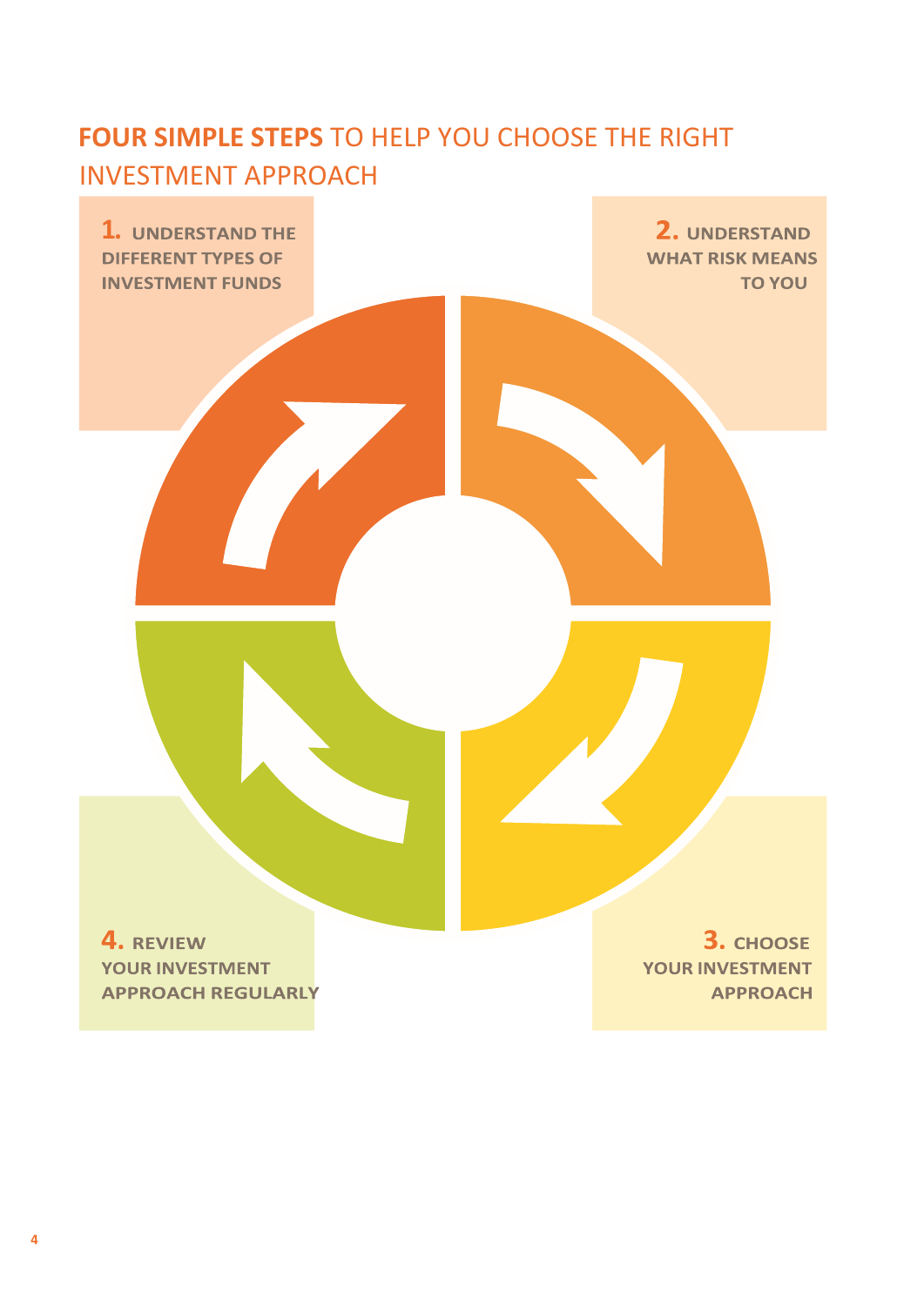## **FOUR SIMPLE STEPS** TO HELP YOU CHOOSE THE RIGHT INVESTMENT APPROACH

**1.** **UNDERSTAND THE DIFFERENT TYPES OF INVESTMENT FUNDS**

**2.** **UNDERSTAND WHAT RISK MEANS TO YOU**

**3.** **CHOOSE YOUR INVESTMENT APPROACH**

**4.** **REVIEW YOUR INVESTMENT APPROACH REGULARLY**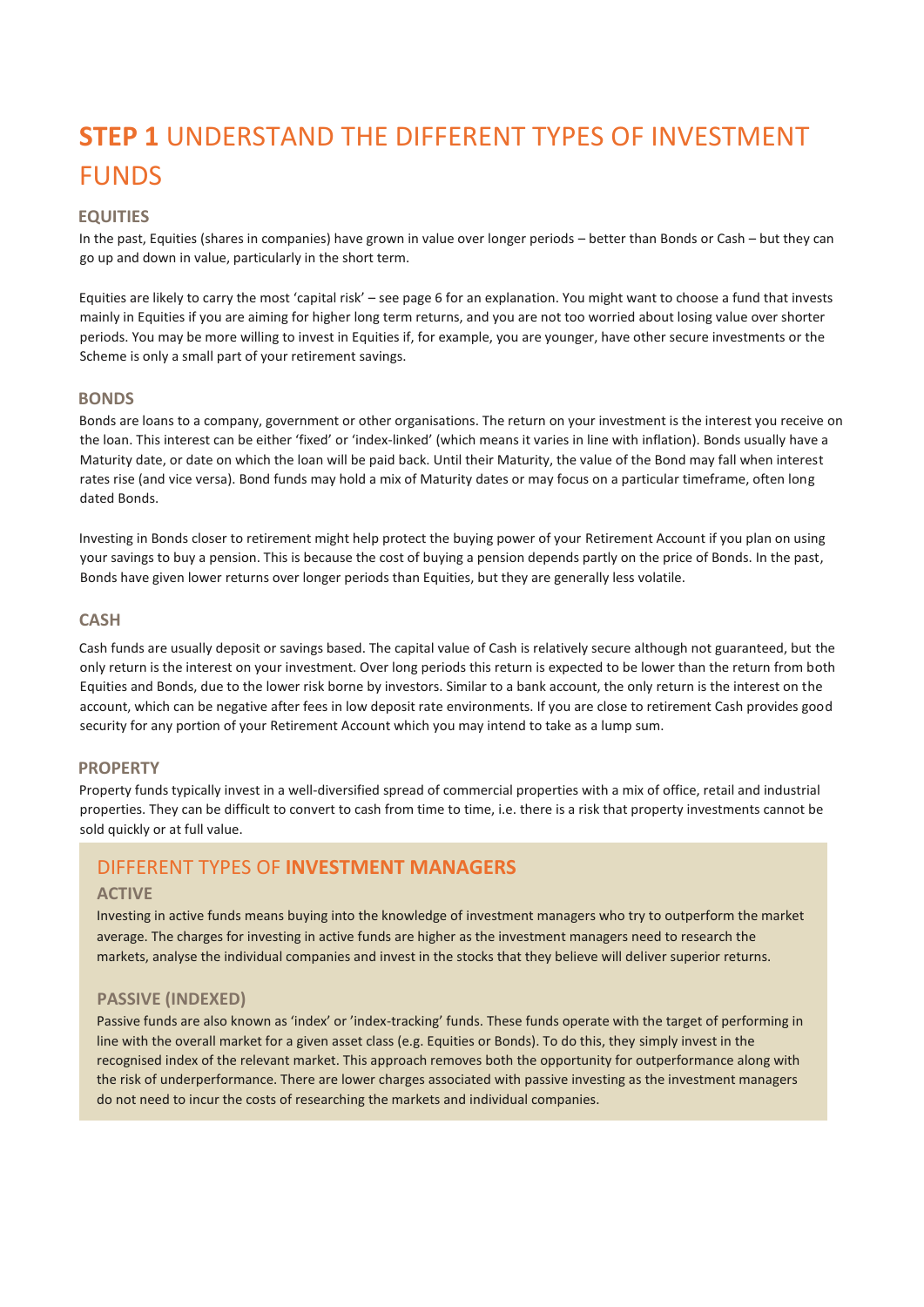# **STEP 1** UNDERSTAND THE DIFFERENT TYPES OF INVESTMENT FUNDS

## EQUITIES

In the past, Equities (shares in companies) have grown in value over longer periods – better than Bonds or Cash – but they can go up and down in value, particularly in the short term.

Equities are likely to carry the most 'capital risk' – see page 6 for an explanation. You might want to choose a fund that invests mainly in Equities if you are aiming for higher long term returns, and you are not too worried about losing value over shorter periods. You may be more willing to invest in Equities if, for example, you are younger, have other secure investments or the Scheme is only a small part of your retirement savings.

## BONDS

Bonds are loans to a company, government or other organisations. The return on your investment is the interest you receive on the loan. This interest can be either 'fixed' or 'index-linked' (which means it varies in line with inflation). Bonds usually have a Maturity date, or date on which the loan will be paid back. Until their Maturity, the value of the Bond may fall when interest rates rise (and vice versa). Bond funds may hold a mix of Maturity dates or may focus on a particular timeframe, often long dated Bonds.

Investing in Bonds closer to retirement might help protect the buying power of your Retirement Account if you plan on using your savings to buy a pension. This is because the cost of buying a pension depends partly on the price of Bonds. In the past, Bonds have given lower returns over longer periods than Equities, but they are generally less volatile.

## CASH

Cash funds are usually deposit or savings based. The capital value of Cash is relatively secure although not guaranteed, but the only return is the interest on your investment. Over long periods this return is expected to be lower than the return from both Equities and Bonds, due to the lower risk borne by investors. Similar to a bank account, the only return is the interest on the account, which can be negative after fees in low deposit rate environments. If you are close to retirement Cash provides good security for any portion of your Retirement Account which you may intend to take as a lump sum.

## PROPERTY

Property funds typically invest in a well-diversified spread of commercial properties with a mix of office, retail and industrial properties. They can be difficult to convert to cash from time to time, i.e. there is a risk that property investments cannot be sold quickly or at full value.

## DIFFERENT TYPES OF **INVESTMENT MANAGERS**

### ACTIVE

Investing in active funds means buying into the knowledge of investment managers who try to outperform the market average. The charges for investing in active funds are higher as the investment managers need to research the markets, analyse the individual companies and invest in the stocks that they believe will deliver superior returns.

### PASSIVE (INDEXED)

Passive funds are also known as 'index' or 'index-tracking' funds. These funds operate with the target of performing in line with the overall market for a given asset class (e.g. Equities or Bonds). To do this, they simply invest in the recognised index of the relevant market. This approach removes both the opportunity for outperformance along with the risk of underperformance. There are lower charges associated with passive investing as the investment managers do not need to incur the costs of researching the markets and individual companies.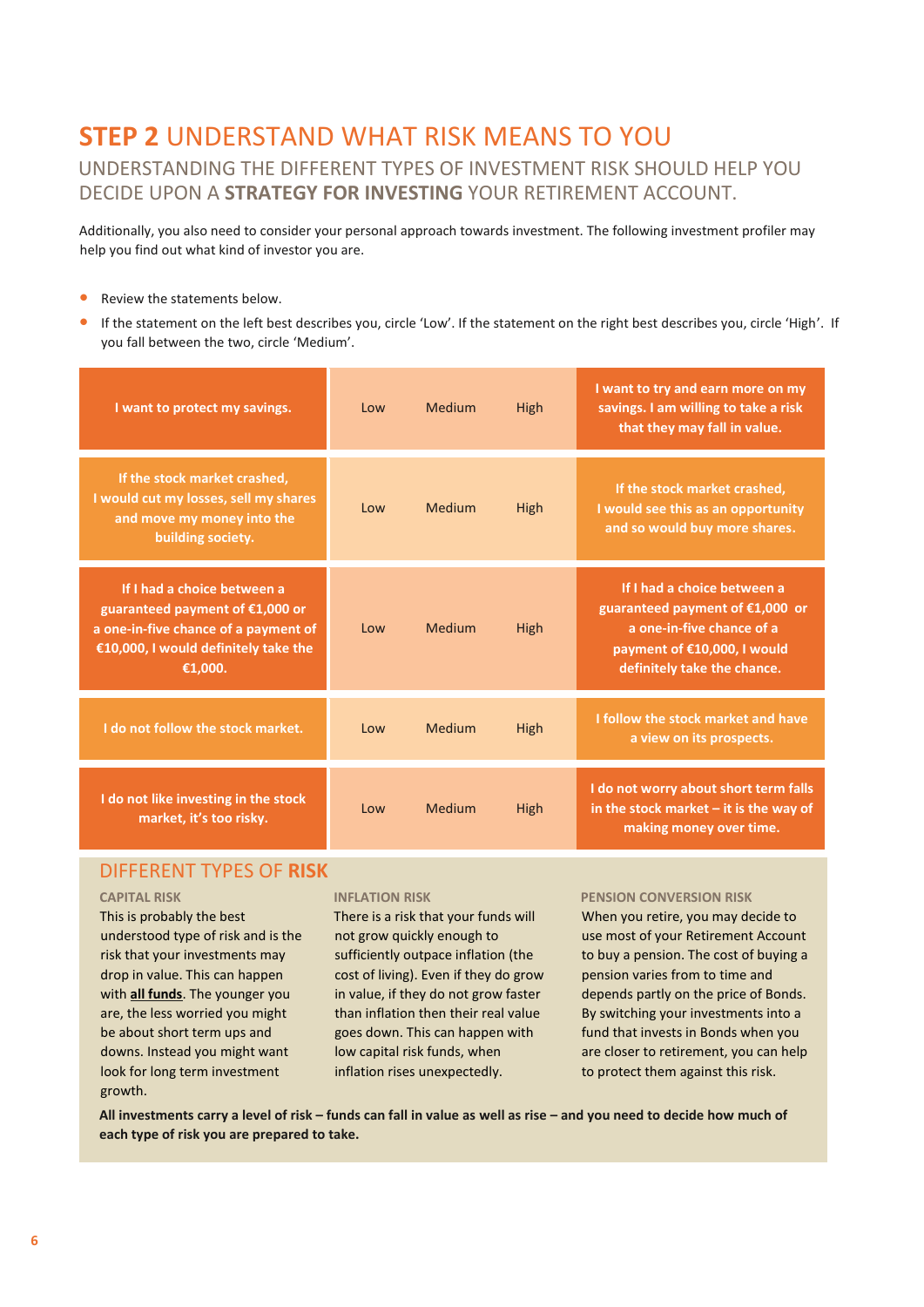# **STEP 2** UNDERSTAND WHAT RISK MEANS TO YOU

## UNDERSTANDING THE DIFFERENT TYPES OF INVESTMENT RISK SHOULD HELP YOU DECIDE UPON A **STRATEGY FOR INVESTING** YOUR RETIREMENT ACCOUNT.

Additionally, you also need to consider your personal approach towards investment. The following investment profiler may help you find out what kind of investor you are.

- Review the statements below.
- If the statement on the left best describes you, circle 'Low'. If the statement on the right best describes you, circle 'High'. If you fall between the two, circle 'Medium'.

| | | | | |
|---|---|---|---|---|
| **I want to protect my savings.** | Low | Medium | High | **I want to try and earn more on my savings. I am willing to take a risk that they may fall in value.** |
| **If the stock market crashed, I would cut my losses, sell my shares and move my money into the building society.** | Low | Medium | High | **If the stock market crashed, I would see this as an opportunity and so would buy more shares.** |
| **If I had a choice between a guaranteed payment of €1,000 or a one-in-five chance of a payment of €10,000, I would definitely take the €1,000.** | Low | Medium | High | **If I had a choice between a guaranteed payment of €1,000 or a one-in-five chance of a payment of €10,000, I would definitely take the chance.** |
| **I do not follow the stock market.** | Low | Medium | High | **I follow the stock market and have a view on its prospects.** |
| **I do not like investing in the stock market, it's too risky.** | Low | Medium | High | **I do not worry about short term falls in the stock market – it is the way of making money over time.** |

## DIFFERENT TYPES OF **RISK**

### CAPITAL RISK

This is probably the best understood type of risk and is the risk that your investments may drop in value. This can happen with **all funds**. The younger you are, the less worried you might be about short term ups and downs. Instead you might want look for long term investment growth.

### INFLATION RISK

There is a risk that your funds will not grow quickly enough to sufficiently outpace inflation (the cost of living). Even if they do grow in value, if they do not grow faster than inflation then their real value goes down. This can happen with low capital risk funds, when inflation rises unexpectedly.

### PENSION CONVERSION RISK

When you retire, you may decide to use most of your Retirement Account to buy a pension. The cost of buying a pension varies from to time and depends partly on the price of Bonds. By switching your investments into a fund that invests in Bonds when you are closer to retirement, you can help to protect them against this risk.

**All investments carry a level of risk – funds can fall in value as well as rise – and you need to decide how much of each type of risk you are prepared to take.**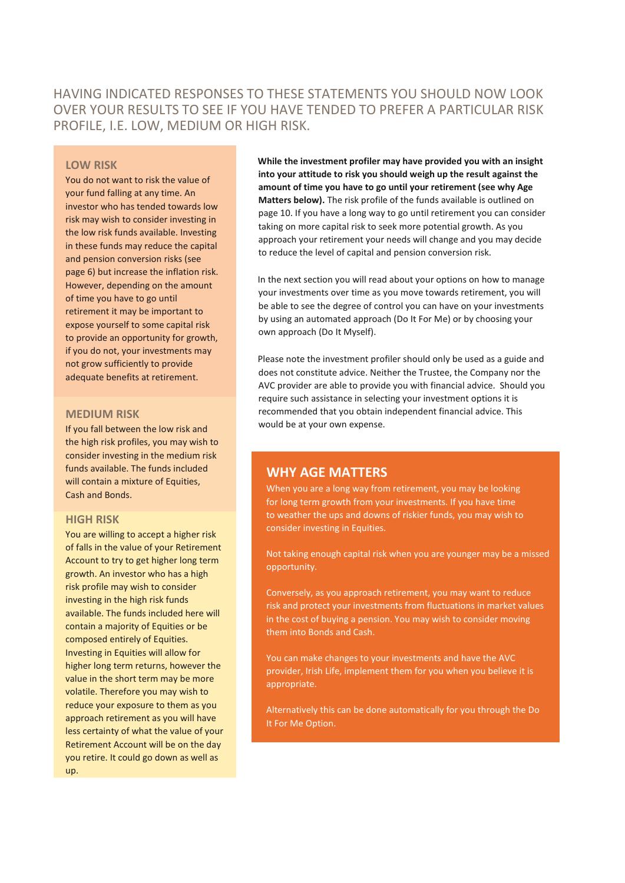HAVING INDICATED RESPONSES TO THESE STATEMENTS YOU SHOULD NOW LOOK OVER YOUR RESULTS TO SEE IF YOU HAVE TENDED TO PREFER A PARTICULAR RISK PROFILE, I.E. LOW, MEDIUM OR HIGH RISK.

### LOW RISK

You do not want to risk the value of your fund falling at any time. An investor who has tended towards low risk may wish to consider investing in the low risk funds available. Investing in these funds may reduce the capital and pension conversion risks (see page 6) but increase the inflation risk. However, depending on the amount of time you have to go until retirement it may be important to expose yourself to some capital risk to provide an opportunity for growth, if you do not, your investments may not grow sufficiently to provide adequate benefits at retirement.

### MEDIUM RISK

If you fall between the low risk and the high risk profiles, you may wish to consider investing in the medium risk funds available. The funds included will contain a mixture of Equities, Cash and Bonds.

### HIGH RISK

You are willing to accept a higher risk of falls in the value of your Retirement Account to try to get higher long term growth. An investor who has a high risk profile may wish to consider investing in the high risk funds available. The funds included here will contain a majority of Equities or be composed entirely of Equities. Investing in Equities will allow for higher long term returns, however the value in the short term may be more volatile. Therefore you may wish to reduce your exposure to them as you approach retirement as you will have less certainty of what the value of your Retirement Account will be on the day you retire. It could go down as well as up.

**While the investment profiler may have provided you with an insight into your attitude to risk you should weigh up the result against the amount of time you have to go until your retirement (see why Age Matters below).** The risk profile of the funds available is outlined on page 10. If you have a long way to go until retirement you can consider taking on more capital risk to seek more potential growth. As you approach your retirement your needs will change and you may decide to reduce the level of capital and pension conversion risk.

In the next section you will read about your options on how to manage your investments over time as you move towards retirement, you will be able to see the degree of control you can have on your investments by using an automated approach (Do It For Me) or by choosing your own approach (Do It Myself).

Please note the investment profiler should only be used as a guide and does not constitute advice. Neither the Trustee, the Company nor the AVC provider are able to provide you with financial advice. Should you require such assistance in selecting your investment options it is recommended that you obtain independent financial advice. This would be at your own expense.

## WHY AGE MATTERS

When you are a long way from retirement, you may be looking for long term growth from your investments. If you have time to weather the ups and downs of riskier funds, you may wish to consider investing in Equities.

Not taking enough capital risk when you are younger may be a missed opportunity.

Conversely, as you approach retirement, you may want to reduce risk and protect your investments from fluctuations in market values in the cost of buying a pension. You may wish to consider moving them into Bonds and Cash.

You can make changes to your investments and have the AVC provider, Irish Life, implement them for you when you believe it is appropriate.

Alternatively this can be done automatically for you through the Do It For Me Option.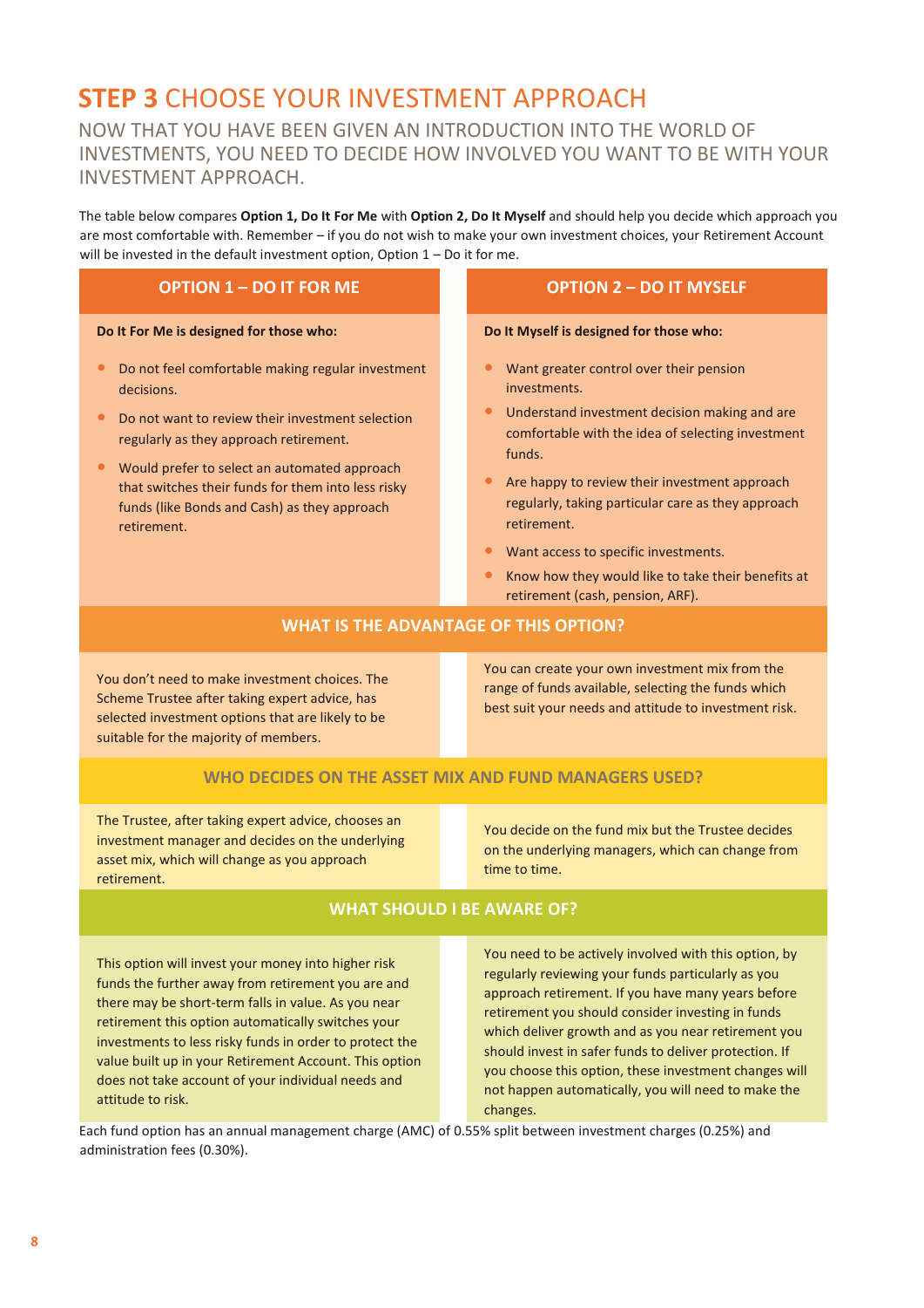# STEP 3 CHOOSE YOUR INVESTMENT APPROACH

## NOW THAT YOU HAVE BEEN GIVEN AN INTRODUCTION INTO THE WORLD OF INVESTMENTS, YOU NEED TO DECIDE HOW INVOLVED YOU WANT TO BE WITH YOUR INVESTMENT APPROACH.

The table below compares **Option 1, Do It For Me** with **Option 2, Do It Myself** and should help you decide which approach you are most comfortable with. Remember – if you do not wish to make your own investment choices, your Retirement Account will be invested in the default investment option, Option 1 – Do it for me.

| OPTION 1 – DO IT FOR ME | OPTION 2 – DO IT MYSELF |
|---|---|
| **Do It For Me is designed for those who:**<br>• Do not feel comfortable making regular investment decisions.<br>• Do not want to review their investment selection regularly as they approach retirement.<br>• Would prefer to select an automated approach that switches their funds for them into less risky funds (like Bonds and Cash) as they approach retirement. | **Do It Myself is designed for those who:**<br>• Want greater control over their pension investments.<br>• Understand investment decision making and are comfortable with the idea of selecting investment funds.<br>• Are happy to review their investment approach regularly, taking particular care as they approach retirement.<br>• Want access to specific investments.<br>• Know how they would like to take their benefits at retirement (cash, pension, ARF). |
| **WHAT IS THE ADVANTAGE OF THIS OPTION?** | |
| You don't need to make investment choices. The Scheme Trustee after taking expert advice, has selected investment options that are likely to be suitable for the majority of members. | You can create your own investment mix from the range of funds available, selecting the funds which best suit your needs and attitude to investment risk. |
| **WHO DECIDES ON THE ASSET MIX AND FUND MANAGERS USED?** | |
| The Trustee, after taking expert advice, chooses an investment manager and decides on the underlying asset mix, which will change as you approach retirement. | You decide on the fund mix but the Trustee decides on the underlying managers, which can change from time to time. |
| **WHAT SHOULD I BE AWARE OF?** | |
| This option will invest your money into higher risk funds the further away from retirement you are and there may be short-term falls in value. As you near retirement this option automatically switches your investments to less risky funds in order to protect the value built up in your Retirement Account. This option does not take account of your individual needs and attitude to risk. | You need to be actively involved with this option, by regularly reviewing your funds particularly as you approach retirement. If you have many years before retirement you should consider investing in funds which deliver growth and as you near retirement you should invest in safer funds to deliver protection. If you choose this option, these investment changes will not happen automatically, you will need to make the changes. |

Each fund option has an annual management charge (AMC) of 0.55% split between investment charges (0.25%) and administration fees (0.30%).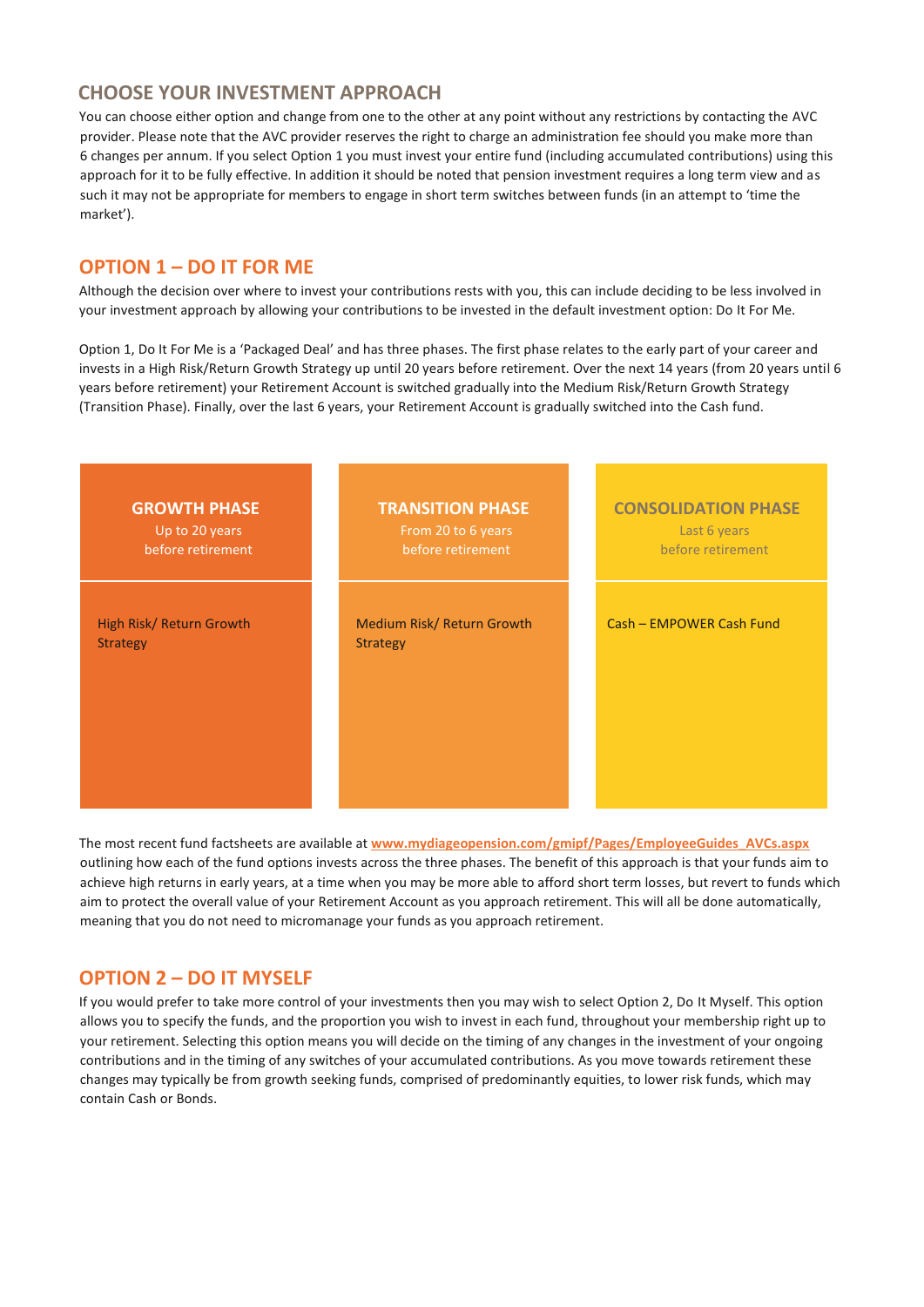## CHOOSE YOUR INVESTMENT APPROACH

You can choose either option and change from one to the other at any point without any restrictions by contacting the AVC provider. Please note that the AVC provider reserves the right to charge an administration fee should you make more than 6 changes per annum. If you select Option 1 you must invest your entire fund (including accumulated contributions) using this approach for it to be fully effective. In addition it should be noted that pension investment requires a long term view and as such it may not be appropriate for members to engage in short term switches between funds (in an attempt to 'time the market').

## OPTION 1 – DO IT FOR ME

Although the decision over where to invest your contributions rests with you, this can include deciding to be less involved in your investment approach by allowing your contributions to be invested in the default investment option: Do It For Me.

Option 1, Do It For Me is a 'Packaged Deal' and has three phases. The first phase relates to the early part of your career and invests in a High Risk/Return Growth Strategy up until 20 years before retirement. Over the next 14 years (from 20 years until 6 years before retirement) your Retirement Account is switched gradually into the Medium Risk/Return Growth Strategy (Transition Phase). Finally, over the last 6 years, your Retirement Account is gradually switched into the Cash fund.

| GROWTH PHASE<br>Up to 20 years before retirement | TRANSITION PHASE<br>From 20 to 6 years before retirement | CONSOLIDATION PHASE<br>Last 6 years before retirement |
|---|---|---|
| High Risk/ Return Growth Strategy | Medium Risk/ Return Growth Strategy | Cash – EMPOWER Cash Fund |

The most recent fund factsheets are available at **www.mydiageopension.com/gmipf/Pages/EmployeeGuides_AVCs.aspx** outlining how each of the fund options invests across the three phases. The benefit of this approach is that your funds aim to achieve high returns in early years, at a time when you may be more able to afford short term losses, but revert to funds which aim to protect the overall value of your Retirement Account as you approach retirement. This will all be done automatically, meaning that you do not need to micromanage your funds as you approach retirement.

## OPTION 2 – DO IT MYSELF

If you would prefer to take more control of your investments then you may wish to select Option 2, Do It Myself. This option allows you to specify the funds, and the proportion you wish to invest in each fund, throughout your membership right up to your retirement. Selecting this option means you will decide on the timing of any changes in the investment of your ongoing contributions and in the timing of any switches of your accumulated contributions. As you move towards retirement these changes may typically be from growth seeking funds, comprised of predominantly equities, to lower risk funds, which may contain Cash or Bonds.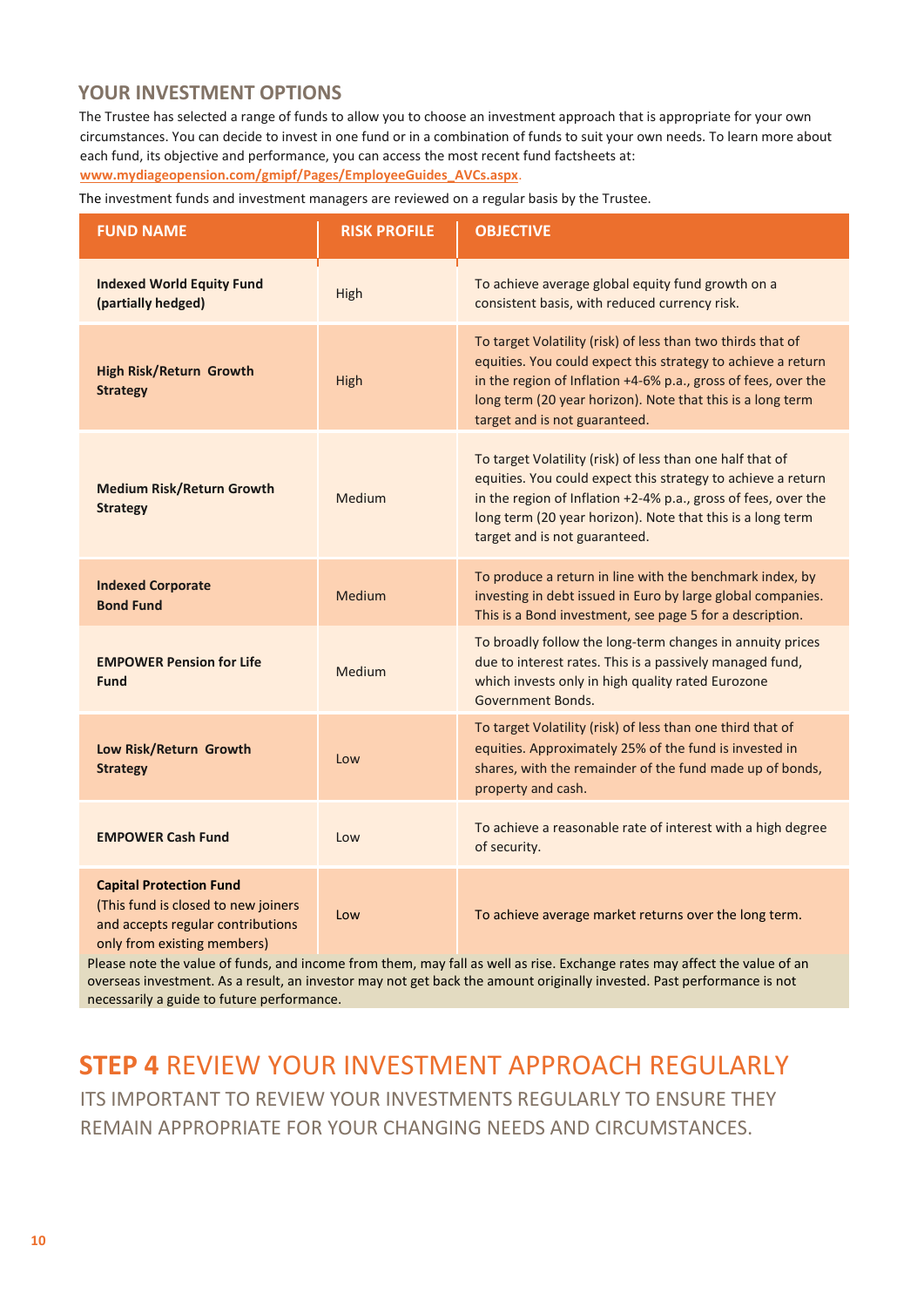## YOUR INVESTMENT OPTIONS

The Trustee has selected a range of funds to allow you to choose an investment approach that is appropriate for your own circumstances. You can decide to invest in one fund or in a combination of funds to suit your own needs. To learn more about each fund, its objective and performance, you can access the most recent fund factsheets at: **www.mydiageopension.com/gmipf/Pages/EmployeeGuides_AVCs.aspx**.

The investment funds and investment managers are reviewed on a regular basis by the Trustee.

| FUND NAME | RISK PROFILE | OBJECTIVE |
|---|---|---|
| **Indexed World Equity Fund (partially hedged)** | High | To achieve average global equity fund growth on a consistent basis, with reduced currency risk. |
| **High Risk/Return Growth Strategy** | High | To target Volatility (risk) of less than two thirds that of equities. You could expect this strategy to achieve a return in the region of Inflation +4-6% p.a., gross of fees, over the long term (20 year horizon). Note that this is a long term target and is not guaranteed. |
| **Medium Risk/Return Growth Strategy** | Medium | To target Volatility (risk) of less than one half that of equities. You could expect this strategy to achieve a return in the region of Inflation +2-4% p.a., gross of fees, over the long term (20 year horizon). Note that this is a long term target and is not guaranteed. |
| **Indexed Corporate Bond Fund** | Medium | To produce a return in line with the benchmark index, by investing in debt issued in Euro by large global companies. This is a Bond investment, see page 5 for a description. |
| **EMPOWER Pension for Life Fund** | Medium | To broadly follow the long-term changes in annuity prices due to interest rates. This is a passively managed fund, which invests only in high quality rated Eurozone Government Bonds. |
| **Low Risk/Return Growth Strategy** | Low | To target Volatility (risk) of less than one third that of equities. Approximately 25% of the fund is invested in shares, with the remainder of the fund made up of bonds, property and cash. |
| **EMPOWER Cash Fund** | Low | To achieve a reasonable rate of interest with a high degree of security. |
| **Capital Protection Fund** (This fund is closed to new joiners and accepts regular contributions only from existing members) | Low | To achieve average market returns over the long term. |

Please note the value of funds, and income from them, may fall as well as rise. Exchange rates may affect the value of an overseas investment. As a result, an investor may not get back the amount originally invested. Past performance is not necessarily a guide to future performance.

# STEP 4 REVIEW YOUR INVESTMENT APPROACH REGULARLY

ITS IMPORTANT TO REVIEW YOUR INVESTMENTS REGULARLY TO ENSURE THEY REMAIN APPROPRIATE FOR YOUR CHANGING NEEDS AND CIRCUMSTANCES.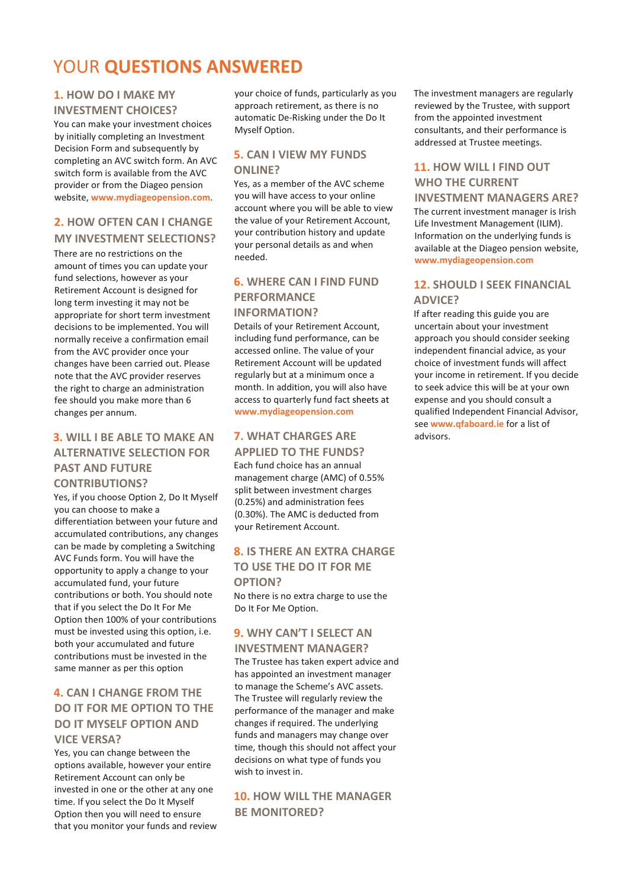# YOUR **QUESTIONS ANSWERED**

### 1. HOW DO I MAKE MY INVESTMENT CHOICES?

You can make your investment choices by initially completing an Investment Decision Form and subsequently by completing an AVC switch form. An AVC switch form is available from the AVC provider or from the Diageo pension website, **www.mydiageopension.com**.

### 2. HOW OFTEN CAN I CHANGE MY INVESTMENT SELECTIONS?

There are no restrictions on the amount of times you can update your fund selections, however as your Retirement Account is designed for long term investing it may not be appropriate for short term investment decisions to be implemented. You will normally receive a confirmation email from the AVC provider once your changes have been carried out. Please note that the AVC provider reserves the right to charge an administration fee should you make more than 6 changes per annum.

### 3. WILL I BE ABLE TO MAKE AN ALTERNATIVE SELECTION FOR PAST AND FUTURE CONTRIBUTIONS?

Yes, if you choose Option 2, Do It Myself you can choose to make a differentiation between your future and accumulated contributions, any changes can be made by completing a Switching AVC Funds form. You will have the opportunity to apply a change to your accumulated fund, your future contributions or both. You should note that if you select the Do It For Me Option then 100% of your contributions must be invested using this option, i.e. both your accumulated and future contributions must be invested in the same manner as per this option

### 4. CAN I CHANGE FROM THE DO IT FOR ME OPTION TO THE DO IT MYSELF OPTION AND VICE VERSA?

Yes, you can change between the options available, however your entire Retirement Account can only be invested in one or the other at any one time. If you select the Do It Myself Option then you will need to ensure that you monitor your funds and review your choice of funds, particularly as you approach retirement, as there is no automatic De-Risking under the Do It Myself Option.

### 5. CAN I VIEW MY FUNDS ONLINE?

Yes, as a member of the AVC scheme you will have access to your online account where you will be able to view the value of your Retirement Account, your contribution history and update your personal details as and when needed.

### 6. WHERE CAN I FIND FUND PERFORMANCE INFORMATION?

Details of your Retirement Account, including fund performance, can be accessed online. The value of your Retirement Account will be updated regularly but at a minimum once a month. In addition, you will also have access to quarterly fund fact sheets at **www.mydiageopension.com**

### 7. WHAT CHARGES ARE APPLIED TO THE FUNDS?

Each fund choice has an annual management charge (AMC) of 0.55% split between investment charges (0.25%) and administration fees (0.30%). The AMC is deducted from your Retirement Account.

### 8. IS THERE AN EXTRA CHARGE TO USE THE DO IT FOR ME OPTION?

No there is no extra charge to use the Do It For Me Option.

### 9. WHY CAN'T I SELECT AN INVESTMENT MANAGER?

The Trustee has taken expert advice and has appointed an investment manager to manage the Scheme's AVC assets. The Trustee will regularly review the performance of the manager and make changes if required. The underlying funds and managers may change over time, though this should not affect your decisions on what type of funds you wish to invest in.

### 10. HOW WILL THE MANAGER BE MONITORED?

The investment managers are regularly reviewed by the Trustee, with support from the appointed investment consultants, and their performance is addressed at Trustee meetings.

### 11. HOW WILL I FIND OUT WHO THE CURRENT INVESTMENT MANAGERS ARE?

The current investment manager is Irish Life Investment Management (ILIM). Information on the underlying funds is available at the Diageo pension website, **www.mydiageopension.com**

### 12. SHOULD I SEEK FINANCIAL ADVICE?

If after reading this guide you are uncertain about your investment approach you should consider seeking independent financial advice, as your choice of investment funds will affect your income in retirement. If you decide to seek advice this will be at your own expense and you should consult a qualified Independent Financial Advisor, see **www.qfaboard.ie** for a list of advisors.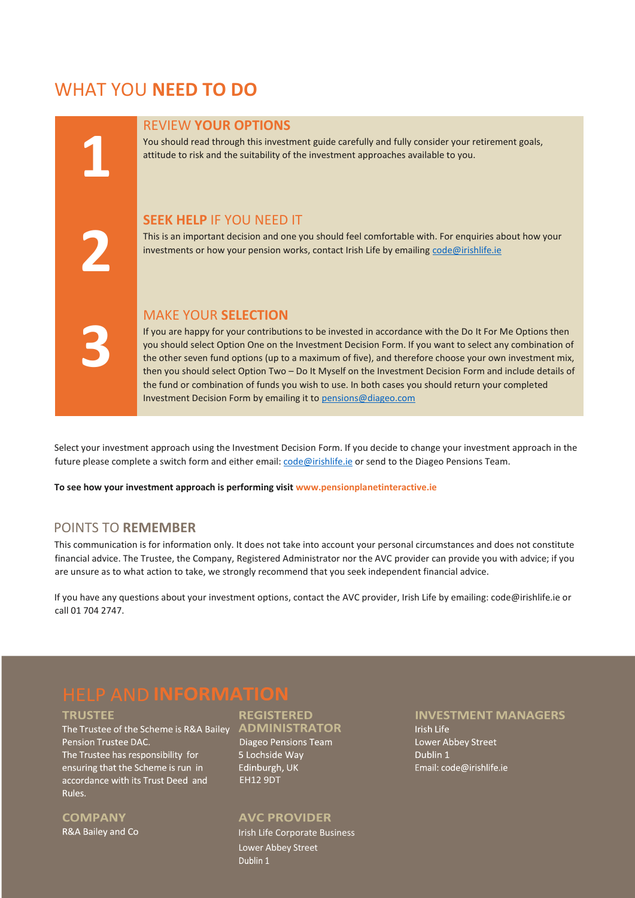# WHAT YOU **NEED TO DO**

## 1 REVIEW **YOUR OPTIONS**

You should read through this investment guide carefully and fully consider your retirement goals, attitude to risk and the suitability of the investment approaches available to you.

## 2 **SEEK HELP** IF YOU NEED IT

This is an important decision and one you should feel comfortable with. For enquiries about how your investments or how your pension works, contact Irish Life by emailing code@irishlife.ie

## 3 MAKE YOUR **SELECTION**

If you are happy for your contributions to be invested in accordance with the Do It For Me Options then you should select Option One on the Investment Decision Form. If you want to select any combination of the other seven fund options (up to a maximum of five), and therefore choose your own investment mix, then you should select Option Two – Do It Myself on the Investment Decision Form and include details of the fund or combination of funds you wish to use. In both cases you should return your completed Investment Decision Form by emailing it to pensions@diageo.com

Select your investment approach using the Investment Decision Form. If you decide to change your investment approach in the future please complete a switch form and either email: code@irishlife.ie or send to the Diageo Pensions Team.

**To see how your investment approach is performing visit www.pensionplanetinteractive.ie**

## POINTS TO **REMEMBER**

This communication is for information only. It does not take into account your personal circumstances and does not constitute financial advice. The Trustee, the Company, Registered Administrator nor the AVC provider can provide you with advice; if you are unsure as to what action to take, we strongly recommend that you seek independent financial advice.

If you have any questions about your investment options, contact the AVC provider, Irish Life by emailing: code@irishlife.ie or call 01 704 2747.

## HELP AND **INFORMATION**

### TRUSTEE

The Trustee of the Scheme is R&A Bailey Pension Trustee DAC.
The Trustee has responsibility for ensuring that the Scheme is run in accordance with its Trust Deed and Rules.

### COMPANY

R&A Bailey and Co

### REGISTERED ADMINISTRATOR

Diageo Pensions Team
5 Lochside Way
Edinburgh, UK
EH12 9DT

### AVC PROVIDER

Irish Life Corporate Business
Lower Abbey Street
Dublin 1

### INVESTMENT MANAGERS

Irish Life
Lower Abbey Street
Dublin 1
Email: code@irishlife.ie